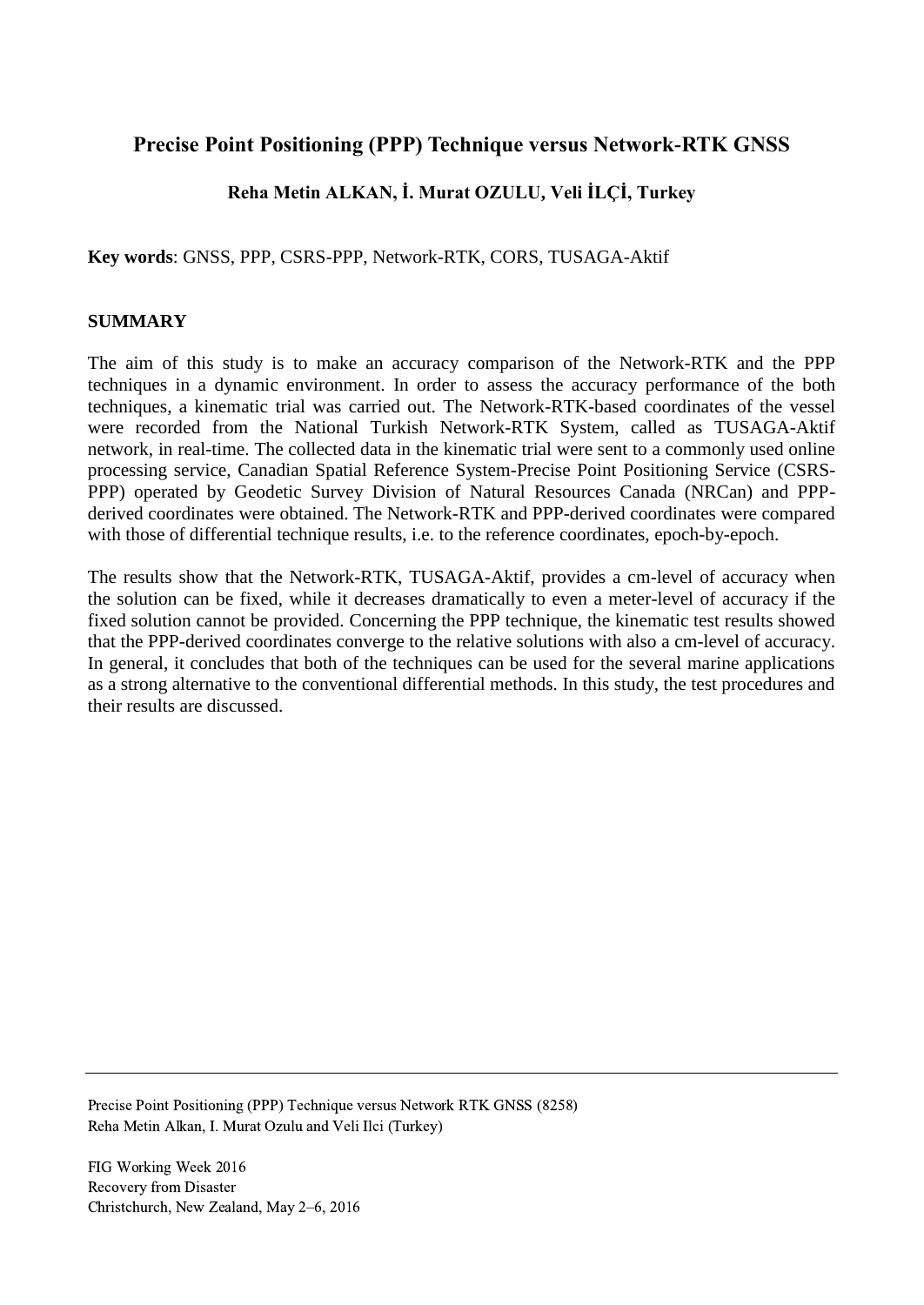# Precise Point Positioning (PPP) Technique versus Network-RTK GNSS

**Reha Metin ALKAN, İ. Murat OZULU, Veli İLÇİ, Turkey**

**Key words**: GNSS, PPP, CSRS-PPP, Network-RTK, CORS, TUSAGA-Aktif

## SUMMARY

The aim of this study is to make an accuracy comparison of the Network-RTK and the PPP techniques in a dynamic environment. In order to assess the accuracy performance of the both techniques, a kinematic trial was carried out. The Network-RTK-based coordinates of the vessel were recorded from the National Turkish Network-RTK System, called as TUSAGA-Aktif network, in real-time. The collected data in the kinematic trial were sent to a commonly used online processing service, Canadian Spatial Reference System-Precise Point Positioning Service (CSRS-PPP) operated by Geodetic Survey Division of Natural Resources Canada (NRCan) and PPP-derived coordinates were obtained. The Network-RTK and PPP-derived coordinates were compared with those of differential technique results, i.e. to the reference coordinates, epoch-by-epoch.

The results show that the Network-RTK, TUSAGA-Aktif, provides a cm-level of accuracy when the solution can be fixed, while it decreases dramatically to even a meter-level of accuracy if the fixed solution cannot be provided. Concerning the PPP technique, the kinematic test results showed that the PPP-derived coordinates converge to the relative solutions with also a cm-level of accuracy. In general, it concludes that both of the techniques can be used for the several marine applications as a strong alternative to the conventional differential methods. In this study, the test procedures and their results are discussed.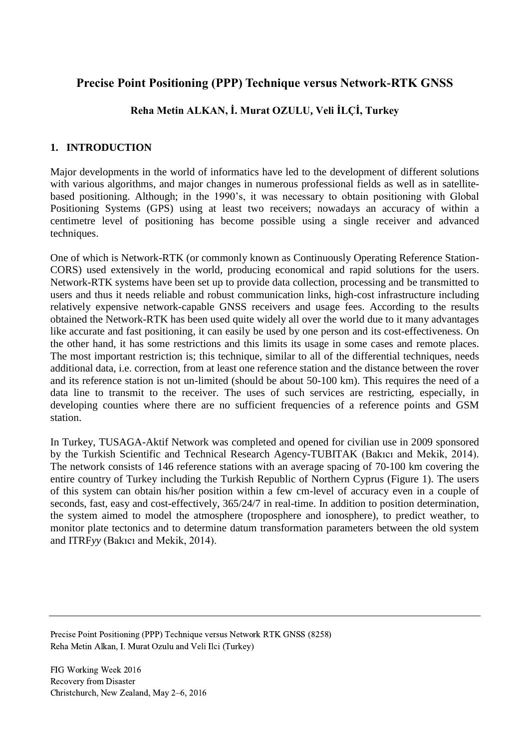# Precise Point Positioning (PPP) Technique versus Network-RTK GNSS

**Reha Metin ALKAN, İ. Murat OZULU, Veli İLÇİ, Turkey**

## 1. INTRODUCTION

Major developments in the world of informatics have led to the development of different solutions with various algorithms, and major changes in numerous professional fields as well as in satellite-based positioning. Although; in the 1990's, it was necessary to obtain positioning with Global Positioning Systems (GPS) using at least two receivers; nowadays an accuracy of within a centimetre level of positioning has become possible using a single receiver and advanced techniques.

One of which is Network-RTK (or commonly known as Continuously Operating Reference Station-CORS) used extensively in the world, producing economical and rapid solutions for the users. Network-RTK systems have been set up to provide data collection, processing and be transmitted to users and thus it needs reliable and robust communication links, high-cost infrastructure including relatively expensive network-capable GNSS receivers and usage fees. According to the results obtained the Network-RTK has been used quite widely all over the world due to it many advantages like accurate and fast positioning, it can easily be used by one person and its cost-effectiveness. On the other hand, it has some restrictions and this limits its usage in some cases and remote places. The most important restriction is; this technique, similar to all of the differential techniques, needs additional data, i.e. correction, from at least one reference station and the distance between the rover and its reference station is not un-limited (should be about 50-100 km). This requires the need of a data line to transmit to the receiver. The uses of such services are restricting, especially, in developing counties where there are no sufficient frequencies of a reference points and GSM station.

In Turkey, TUSAGA-Aktif Network was completed and opened for civilian use in 2009 sponsored by the Turkish Scientific and Technical Research Agency-TUBITAK (Bakıcı and Mekik, 2014). The network consists of 146 reference stations with an average spacing of 70-100 km covering the entire country of Turkey including the Turkish Republic of Northern Cyprus (Figure 1). The users of this system can obtain his/her position within a few cm-level of accuracy even in a couple of seconds, fast, easy and cost-effectively, 365/24/7 in real-time. In addition to position determination, the system aimed to model the atmosphere (troposphere and ionosphere), to predict weather, to monitor plate tectonics and to determine datum transformation parameters between the old system and ITRF*yy* (Bakıcı and Mekik, 2014).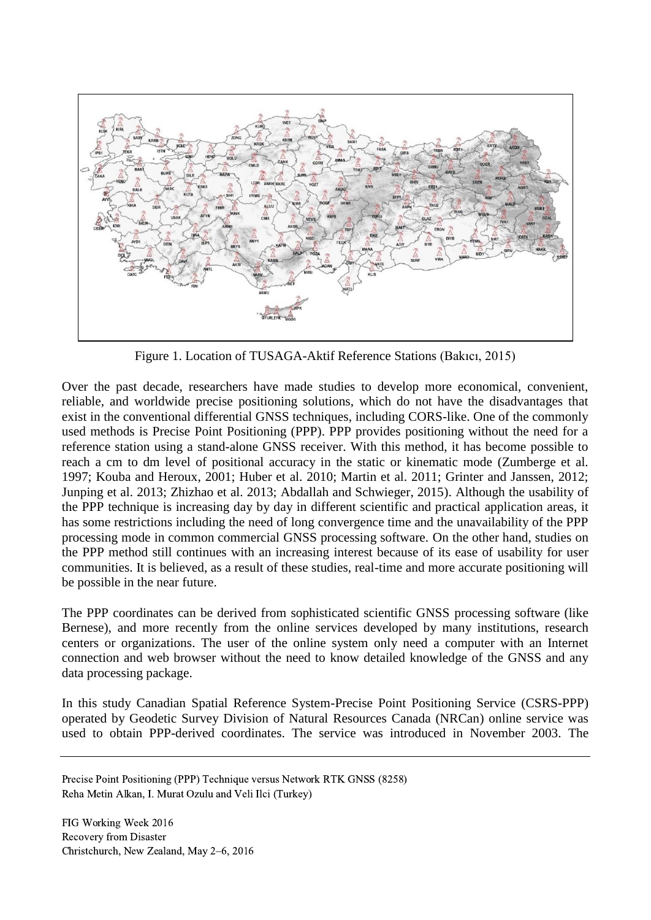Figure 1. Location of TUSAGA-Aktif Reference Stations (Bakıcı, 2015)

Over the past decade, researchers have made studies to develop more economical, convenient, reliable, and worldwide precise positioning solutions, which do not have the disadvantages that exist in the conventional differential GNSS techniques, including CORS-like. One of the commonly used methods is Precise Point Positioning (PPP). PPP provides positioning without the need for a reference station using a stand-alone GNSS receiver. With this method, it has become possible to reach a cm to dm level of positional accuracy in the static or kinematic mode (Zumberge et al. 1997; Kouba and Heroux, 2001; Huber et al. 2010; Martin et al. 2011; Grinter and Janssen, 2012; Junping et al. 2013; Zhizhao et al. 2013; Abdallah and Schwieger, 2015). Although the usability of the PPP technique is increasing day by day in different scientific and practical application areas, it has some restrictions including the need of long convergence time and the unavailability of the PPP processing mode in common commercial GNSS processing software. On the other hand, studies on the PPP method still continues with an increasing interest because of its ease of usability for user communities. It is believed, as a result of these studies, real-time and more accurate positioning will be possible in the near future.

The PPP coordinates can be derived from sophisticated scientific GNSS processing software (like Bernese), and more recently from the online services developed by many institutions, research centers or organizations. The user of the online system only need a computer with an Internet connection and web browser without the need to know detailed knowledge of the GNSS and any data processing package.

In this study Canadian Spatial Reference System-Precise Point Positioning Service (CSRS-PPP) operated by Geodetic Survey Division of Natural Resources Canada (NRCan) online service was used to obtain PPP-derived coordinates. The service was introduced in November 2003. The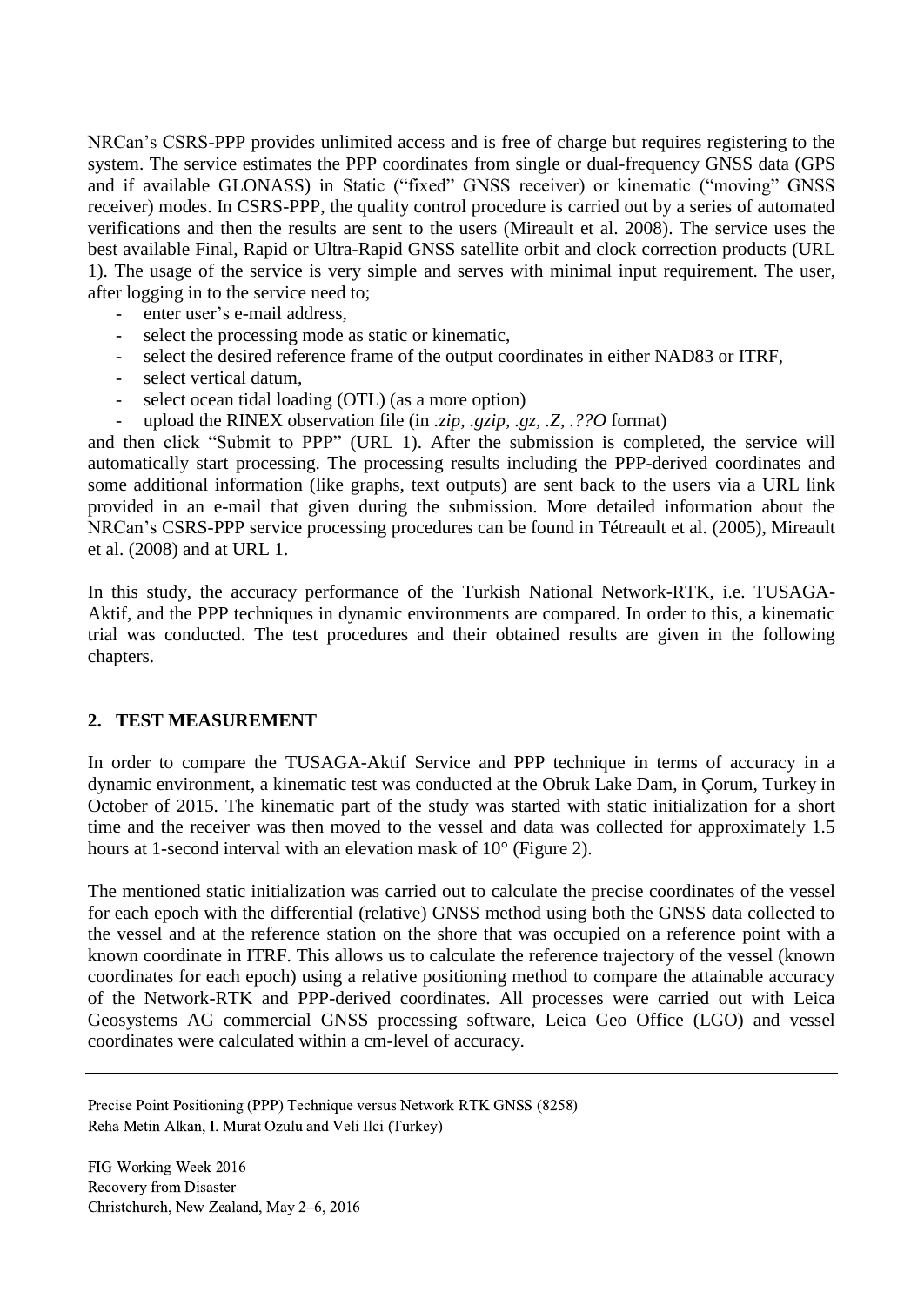NRCan's CSRS-PPP provides unlimited access and is free of charge but requires registering to the system. The service estimates the PPP coordinates from single or dual-frequency GNSS data (GPS and if available GLONASS) in Static ("fixed" GNSS receiver) or kinematic ("moving" GNSS receiver) modes. In CSRS-PPP, the quality control procedure is carried out by a series of automated verifications and then the results are sent to the users (Mireault et al. 2008). The service uses the best available Final, Rapid or Ultra-Rapid GNSS satellite orbit and clock correction products (URL 1). The usage of the service is very simple and serves with minimal input requirement. The user, after logging in to the service need to;

- enter user's e-mail address,
- select the processing mode as static or kinematic,
- select the desired reference frame of the output coordinates in either NAD83 or ITRF,
- select vertical datum,
- select ocean tidal loading (OTL) (as a more option)
- upload the RINEX observation file (in *.zip, .gzip, .gz, .Z, .??O* format)

and then click "Submit to PPP" (URL 1). After the submission is completed, the service will automatically start processing. The processing results including the PPP-derived coordinates and some additional information (like graphs, text outputs) are sent back to the users via a URL link provided in an e-mail that given during the submission. More detailed information about the NRCan's CSRS-PPP service processing procedures can be found in Tétreault et al. (2005), Mireault et al. (2008) and at URL 1.

In this study, the accuracy performance of the Turkish National Network-RTK, i.e. TUSAGA-Aktif, and the PPP techniques in dynamic environments are compared. In order to this, a kinematic trial was conducted. The test procedures and their obtained results are given in the following chapters.

## 2. TEST MEASUREMENT

In order to compare the TUSAGA-Aktif Service and PPP technique in terms of accuracy in a dynamic environment, a kinematic test was conducted at the Obruk Lake Dam, in Çorum, Turkey in October of 2015. The kinematic part of the study was started with static initialization for a short time and the receiver was then moved to the vessel and data was collected for approximately 1.5 hours at 1-second interval with an elevation mask of 10° (Figure 2).

The mentioned static initialization was carried out to calculate the precise coordinates of the vessel for each epoch with the differential (relative) GNSS method using both the GNSS data collected to the vessel and at the reference station on the shore that was occupied on a reference point with a known coordinate in ITRF. This allows us to calculate the reference trajectory of the vessel (known coordinates for each epoch) using a relative positioning method to compare the attainable accuracy of the Network-RTK and PPP-derived coordinates. All processes were carried out with Leica Geosystems AG commercial GNSS processing software, Leica Geo Office (LGO) and vessel coordinates were calculated within a cm-level of accuracy.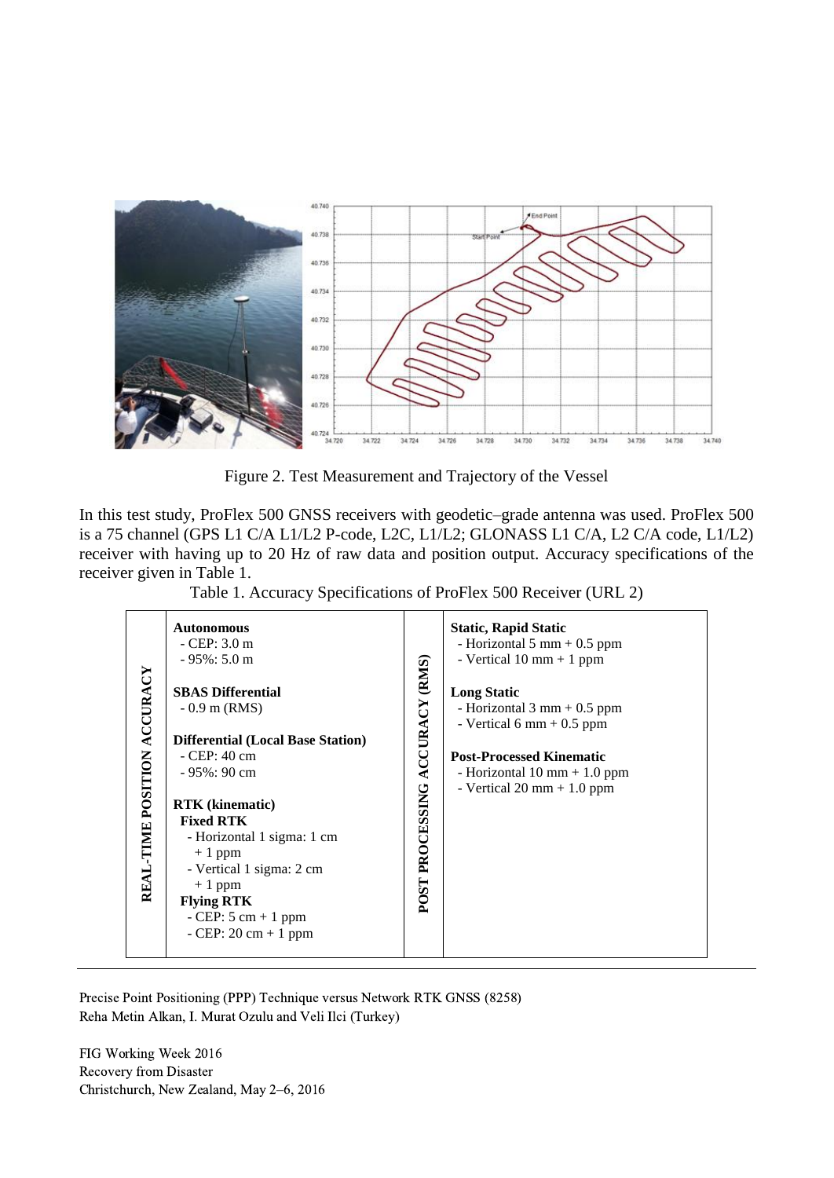Figure 2. Test Measurement and Trajectory of the Vessel

In this test study, ProFlex 500 GNSS receivers with geodetic–grade antenna was used. ProFlex 500 is a 75 channel (GPS L1 C/A L1/L2 P-code, L2C, L1/L2; GLONASS L1 C/A, L2 C/A code, L1/L2) receiver with having up to 20 Hz of raw data and position output. Accuracy specifications of the receiver given in Table 1.

Table 1. Accuracy Specifications of ProFlex 500 Receiver (URL 2)

| REAL-TIME POSITION ACCURACY | | POST PROCESSING ACCURACY (RMS) | |
|---|---|---|---|
| | **Autonomous**<br>- CEP: 3.0 m<br>- 95%: 5.0 m<br><br>**SBAS Differential**<br>- 0.9 m (RMS)<br><br>**Differential (Local Base Station)**<br>- CEP: 40 cm<br>- 95%: 90 cm<br><br>**RTK (kinematic)**<br>**Fixed RTK**<br>- Horizontal 1 sigma: 1 cm + 1 ppm<br>- Vertical 1 sigma: 2 cm + 1 ppm<br>**Flying RTK**<br>- CEP: 5 cm + 1 ppm<br>- CEP: 20 cm + 1 ppm | | **Static, Rapid Static**<br>- Horizontal 5 mm + 0.5 ppm<br>- Vertical 10 mm + 1 ppm<br><br>**Long Static**<br>- Horizontal 3 mm + 0.5 ppm<br>- Vertical 6 mm + 0.5 ppm<br><br>**Post-Processed Kinematic**<br>- Horizontal 10 mm + 1.0 ppm<br>- Vertical 20 mm + 1.0 ppm |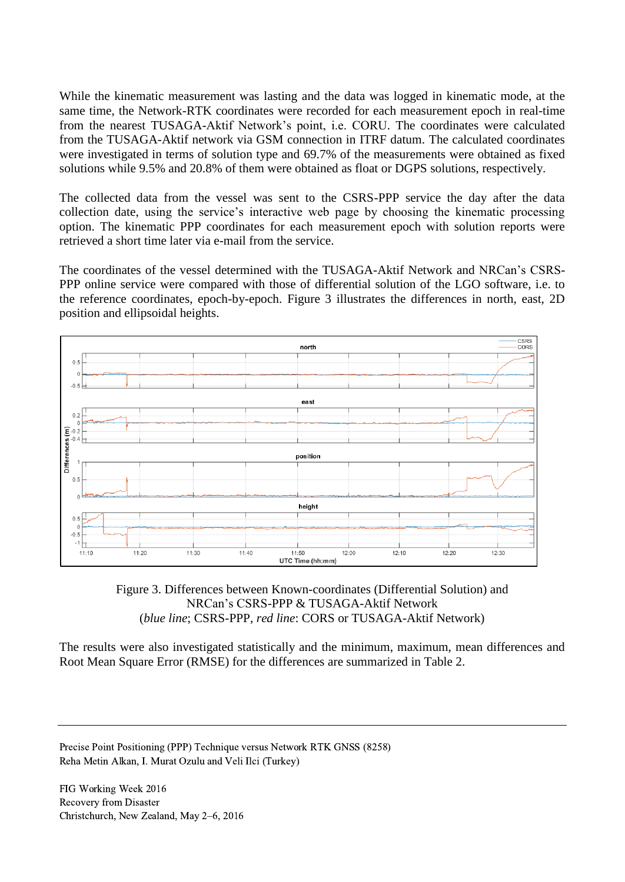While the kinematic measurement was lasting and the data was logged in kinematic mode, at the same time, the Network-RTK coordinates were recorded for each measurement epoch in real-time from the nearest TUSAGA-Aktif Network's point, i.e. CORU. The coordinates were calculated from the TUSAGA-Aktif network via GSM connection in ITRF datum. The calculated coordinates were investigated in terms of solution type and 69.7% of the measurements were obtained as fixed solutions while 9.5% and 20.8% of them were obtained as float or DGPS solutions, respectively.

The collected data from the vessel was sent to the CSRS-PPP service the day after the data collection date, using the service's interactive web page by choosing the kinematic processing option. The kinematic PPP coordinates for each measurement epoch with solution reports were retrieved a short time later via e-mail from the service.

The coordinates of the vessel determined with the TUSAGA-Aktif Network and NRCan's CSRS-PPP online service were compared with those of differential solution of the LGO software, i.e. to the reference coordinates, epoch-by-epoch. Figure 3 illustrates the differences in north, east, 2D position and ellipsoidal heights.

Figure 3. Differences between Known-coordinates (Differential Solution) and NRCan's CSRS-PPP & TUSAGA-Aktif Network (*blue line*; CSRS-PPP, *red line*: CORS or TUSAGA-Aktif Network)

The results were also investigated statistically and the minimum, maximum, mean differences and Root Mean Square Error (RMSE) for the differences are summarized in Table 2.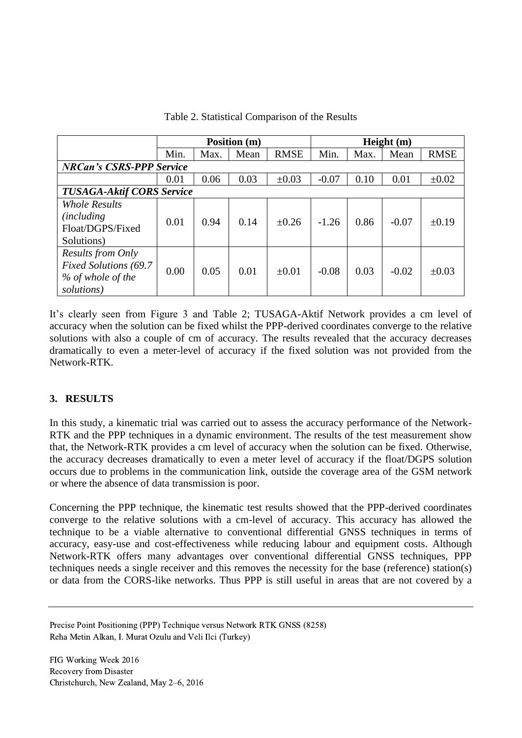Table 2. Statistical Comparison of the Results

| | Position (m) | | | | Height (m) | | | |
|---|---|---|---|---|---|---|---|---|
| | Min. | Max. | Mean | RMSE | Min. | Max. | Mean | RMSE |
| ***NRCan's CSRS-PPP Service*** | | | | | | | | |
| | 0.01 | 0.06 | 0.03 | ±0.03 | -0.07 | 0.10 | 0.01 | ±0.02 |
| ***TUSAGA-Aktif CORS Service*** | | | | | | | | |
| *Whole Results (including* Float/DGPS/Fixed Solutions) | 0.01 | 0.94 | 0.14 | ±0.26 | -1.26 | 0.86 | -0.07 | ±0.19 |
| *Results from Only Fixed Solutions (69.7 % of whole of the solutions)* | 0.00 | 0.05 | 0.01 | ±0.01 | -0.08 | 0.03 | -0.02 | ±0.03 |

It's clearly seen from Figure 3 and Table 2; TUSAGA-Aktif Network provides a cm level of accuracy when the solution can be fixed whilst the PPP-derived coordinates converge to the relative solutions with also a couple of cm of accuracy. The results revealed that the accuracy decreases dramatically to even a meter-level of accuracy if the fixed solution was not provided from the Network-RTK.

## 3. RESULTS

In this study, a kinematic trial was carried out to assess the accuracy performance of the Network-RTK and the PPP techniques in a dynamic environment. The results of the test measurement show that, the Network-RTK provides a cm level of accuracy when the solution can be fixed. Otherwise, the accuracy decreases dramatically to even a meter level of accuracy if the float/DGPS solution occurs due to problems in the communication link, outside the coverage area of the GSM network or where the absence of data transmission is poor.

Concerning the PPP technique, the kinematic test results showed that the PPP-derived coordinates converge to the relative solutions with a cm-level of accuracy. This accuracy has allowed the technique to be a viable alternative to conventional differential GNSS techniques in terms of accuracy, easy-use and cost-effectiveness while reducing labour and equipment costs. Although Network-RTK offers many advantages over conventional differential GNSS techniques, PPP techniques needs a single receiver and this removes the necessity for the base (reference) station(s) or data from the CORS-like networks. Thus PPP is still useful in areas that are not covered by a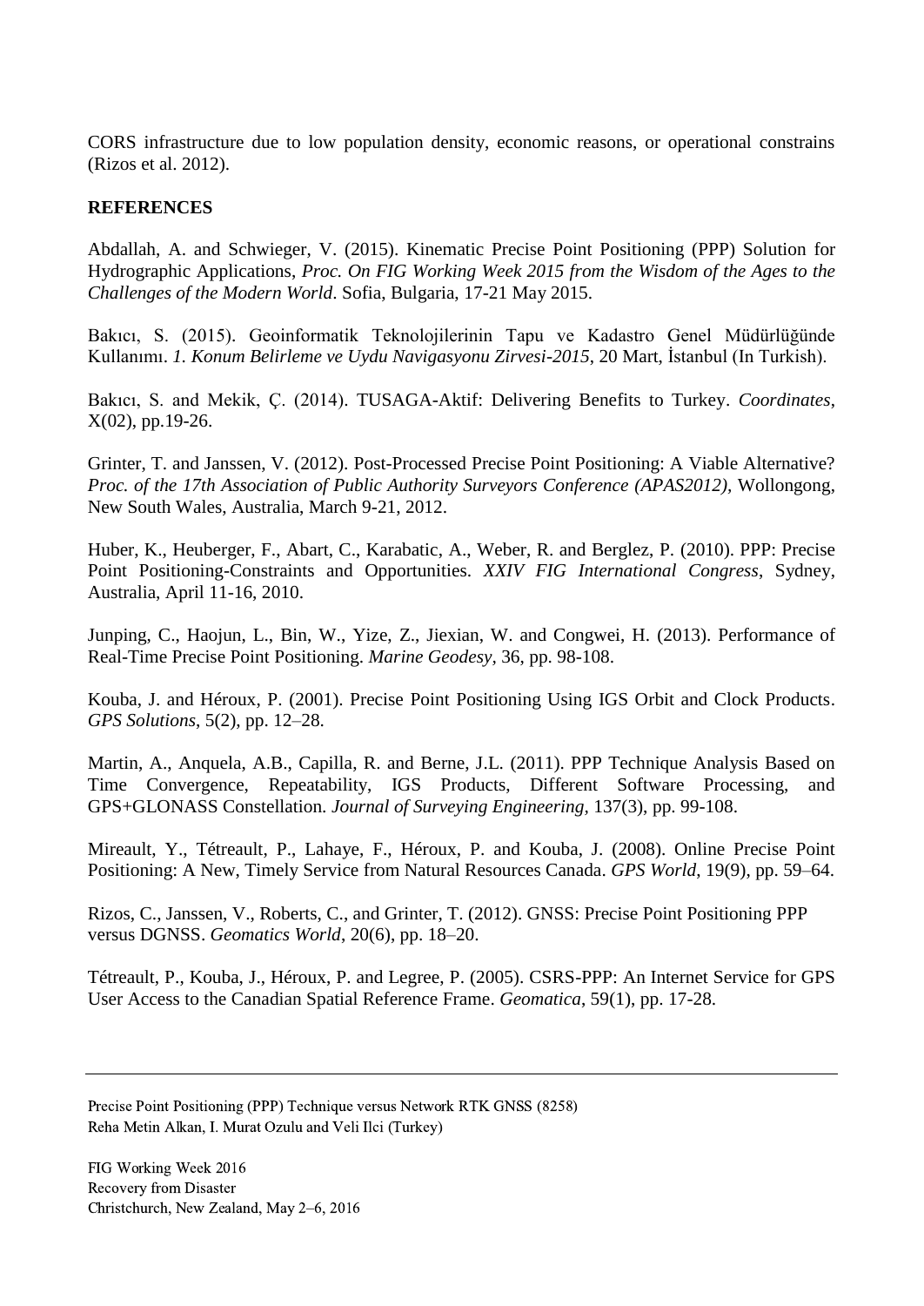CORS infrastructure due to low population density, economic reasons, or operational constrains (Rizos et al. 2012).

**REFERENCES**

Abdallah, A. and Schwieger, V. (2015). Kinematic Precise Point Positioning (PPP) Solution for Hydrographic Applications, *Proc. On FIG Working Week 2015 from the Wisdom of the Ages to the Challenges of the Modern World*. Sofia, Bulgaria, 17-21 May 2015.

Bakıcı, S. (2015). Geoinformatik Teknolojilerinin Tapu ve Kadastro Genel Müdürlüğünde Kullanımı. *1. Konum Belirleme ve Uydu Navigasyonu Zirvesi-2015*, 20 Mart, İstanbul (In Turkish).

Bakıcı, S. and Mekik, Ç. (2014). TUSAGA-Aktif: Delivering Benefits to Turkey. *Coordinates*, X(02), pp.19-26.

Grinter, T. and Janssen, V. (2012). Post-Processed Precise Point Positioning: A Viable Alternative? *Proc. of the 17th Association of Public Authority Surveyors Conference (APAS2012)*, Wollongong, New South Wales, Australia, March 9-21, 2012.

Huber, K., Heuberger, F., Abart, C., Karabatic, A., Weber, R. and Berglez, P. (2010). PPP: Precise Point Positioning-Constraints and Opportunities. *XXIV FIG International Congress*, Sydney, Australia, April 11-16, 2010.

Junping, C., Haojun, L., Bin, W., Yize, Z., Jiexian, W. and Congwei, H. (2013). Performance of Real-Time Precise Point Positioning. *Marine Geodesy*, 36, pp. 98-108.

Kouba, J. and Héroux, P. (2001). Precise Point Positioning Using IGS Orbit and Clock Products. *GPS Solutions*, 5(2), pp. 12–28.

Martin, A., Anquela, A.B., Capilla, R. and Berne, J.L. (2011). PPP Technique Analysis Based on Time Convergence, Repeatability, IGS Products, Different Software Processing, and GPS+GLONASS Constellation. *Journal of Surveying Engineering*, 137(3), pp. 99-108.

Mireault, Y., Tétreault, P., Lahaye, F., Héroux, P. and Kouba, J. (2008). Online Precise Point Positioning: A New, Timely Service from Natural Resources Canada. *GPS World*, 19(9), pp. 59–64.

Rizos, C., Janssen, V., Roberts, C., and Grinter, T. (2012). GNSS: Precise Point Positioning PPP versus DGNSS. *Geomatics World*, 20(6), pp. 18–20.

Tétreault, P., Kouba, J., Héroux, P. and Legree, P. (2005). CSRS-PPP: An Internet Service for GPS User Access to the Canadian Spatial Reference Frame. *Geomatica*, 59(1), pp. 17-28.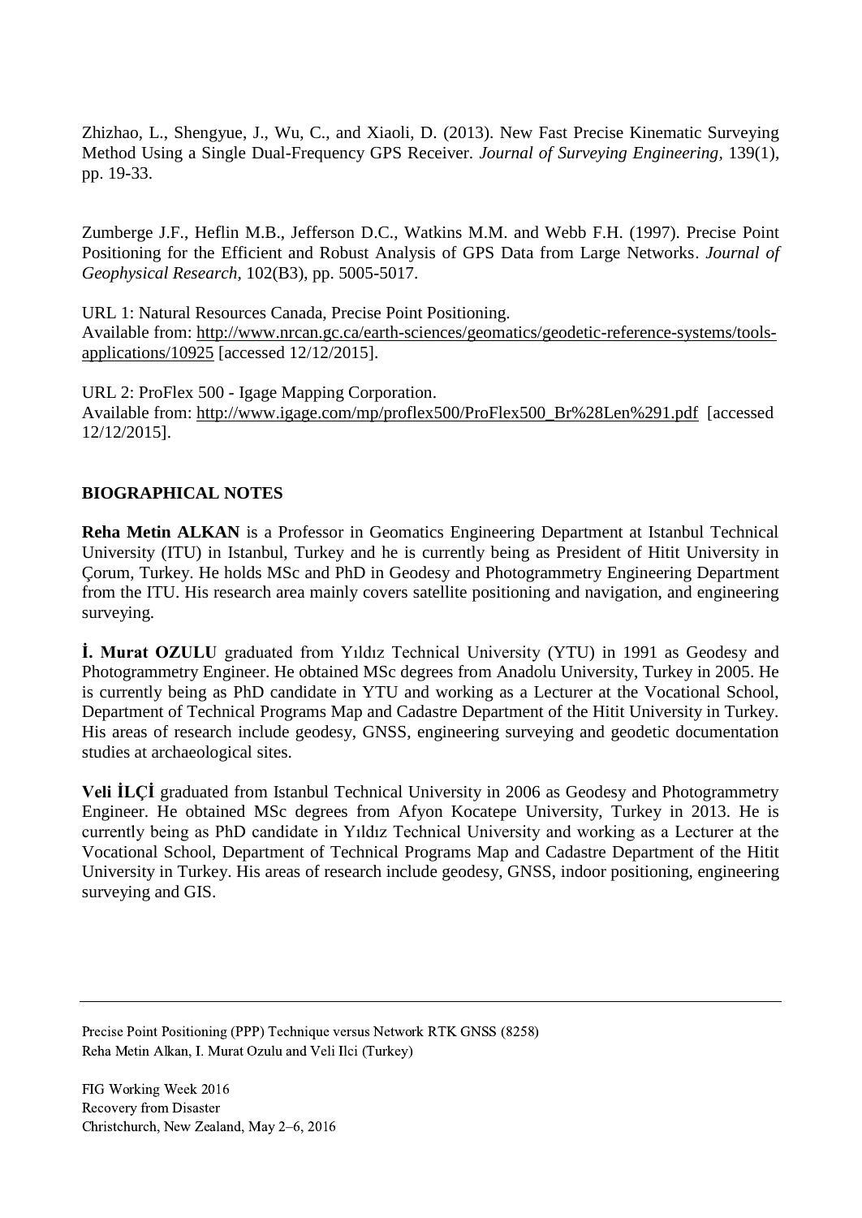Zhizhao, L., Shengyue, J., Wu, C., and Xiaoli, D. (2013). New Fast Precise Kinematic Surveying Method Using a Single Dual-Frequency GPS Receiver. *Journal of Surveying Engineering*, 139(1), pp. 19-33.

Zumberge J.F., Heflin M.B., Jefferson D.C., Watkins M.M. and Webb F.H. (1997). Precise Point Positioning for the Efficient and Robust Analysis of GPS Data from Large Networks. *Journal of Geophysical Research*, 102(B3), pp. 5005-5017.

URL 1: Natural Resources Canada, Precise Point Positioning.
Available from: http://www.nrcan.gc.ca/earth-sciences/geomatics/geodetic-reference-systems/tools-applications/10925 [accessed 12/12/2015].

URL 2: ProFlex 500 - Igage Mapping Corporation.
Available from: http://www.igage.com/mp/proflex500/ProFlex500_Br%28Len%291.pdf [accessed 12/12/2015].

## BIOGRAPHICAL NOTES

**Reha Metin ALKAN** is a Professor in Geomatics Engineering Department at Istanbul Technical University (ITU) in Istanbul, Turkey and he is currently being as President of Hitit University in Çorum, Turkey. He holds MSc and PhD in Geodesy and Photogrammetry Engineering Department from the ITU. His research area mainly covers satellite positioning and navigation, and engineering surveying.

**İ. Murat OZULU** graduated from Yıldız Technical University (YTU) in 1991 as Geodesy and Photogrammetry Engineer. He obtained MSc degrees from Anadolu University, Turkey in 2005. He is currently being as PhD candidate in YTU and working as a Lecturer at the Vocational School, Department of Technical Programs Map and Cadastre Department of the Hitit University in Turkey. His areas of research include geodesy, GNSS, engineering surveying and geodetic documentation studies at archaeological sites.

**Veli İLÇİ** graduated from Istanbul Technical University in 2006 as Geodesy and Photogrammetry Engineer. He obtained MSc degrees from Afyon Kocatepe University, Turkey in 2013. He is currently being as PhD candidate in Yıldız Technical University and working as a Lecturer at the Vocational School, Department of Technical Programs Map and Cadastre Department of the Hitit University in Turkey. His areas of research include geodesy, GNSS, indoor positioning, engineering surveying and GIS.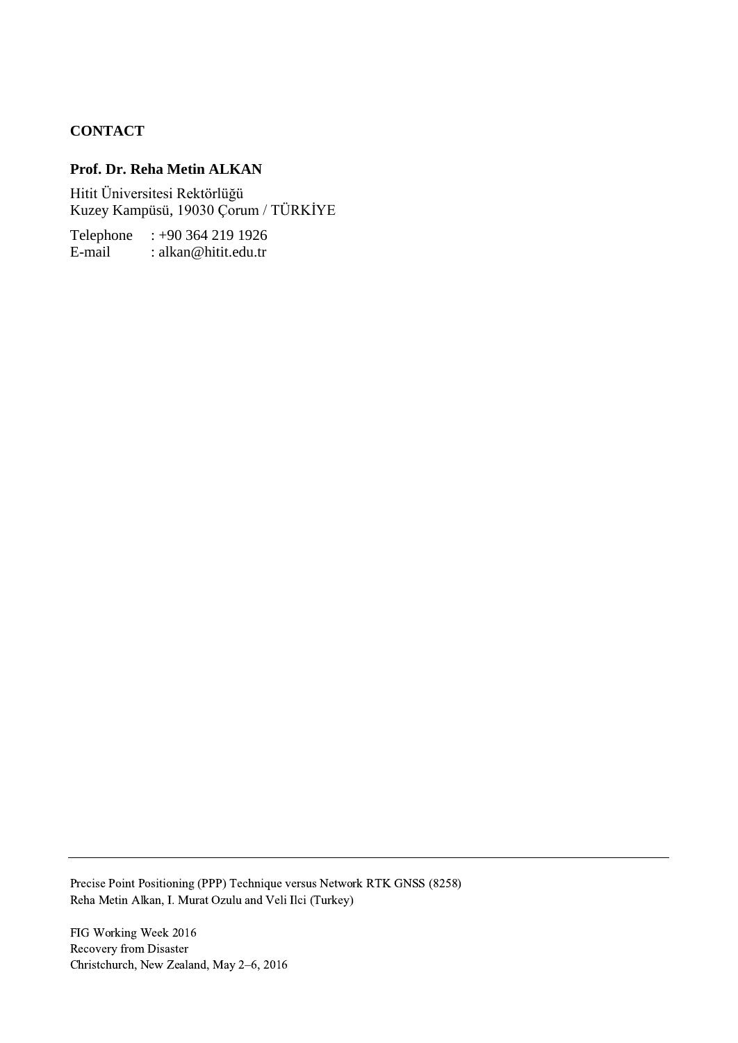## CONTACT

**Prof. Dr. Reha Metin ALKAN**

Hitit Üniversitesi Rektörlüğü
Kuzey Kampüsü, 19030 Çorum / TÜRKİYE

Telephone : +90 364 219 1926
E-mail : alkan@hitit.edu.tr